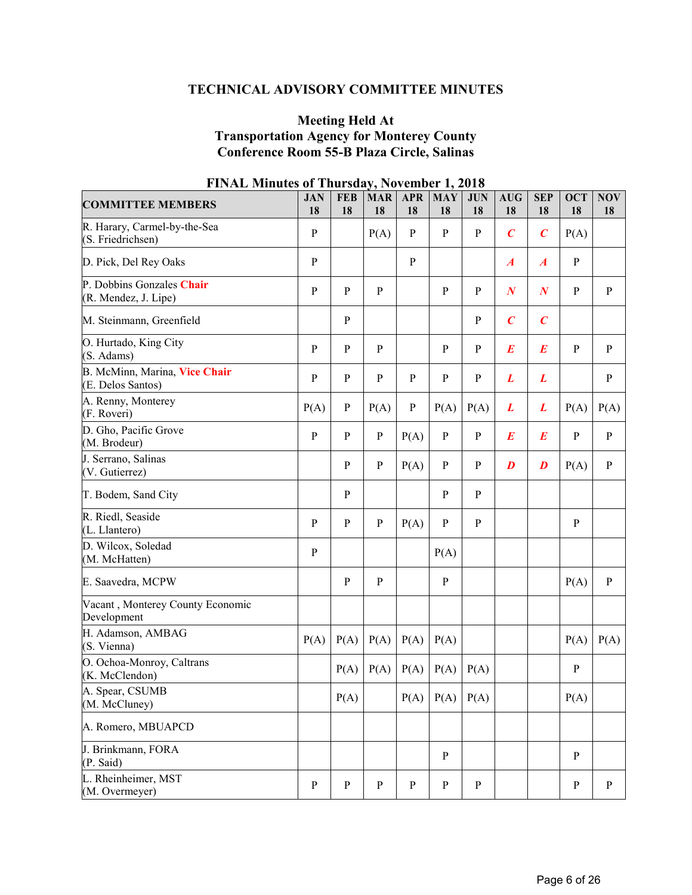# TECHNICAL ADVISORY COMMITTEE MINUTES

## Meeting Held At
## Transportation Agency for Monterey County
## Conference Room 55-B Plaza Circle, Salinas

### FINAL Minutes of Thursday, November 1, 2018

| COMMITTEE MEMBERS | JAN 18 | FEB 18 | MAR 18 | APR 18 | MAY 18 | JUN 18 | AUG 18 | SEP 18 | OCT 18 | NOV 18 |
|---|---|---|---|---|---|---|---|---|---|---|
| R. Harary, Carmel-by-the-Sea (S. Friedrichsen) | P | | P(A) | P | P | P | ***C*** | ***C*** | P(A) | |
| D. Pick, Del Rey Oaks | P | | | P | | | ***A*** | ***A*** | P | |
| P. Dobbins Gonzales **Chair** (R. Mendez, J. Lipe) | P | P | P | | P | P | ***N*** | ***N*** | P | P |
| M. Steinmann, Greenfield | | P | | | | P | ***C*** | ***C*** | | |
| O. Hurtado, King City (S. Adams) | P | P | P | | P | P | ***E*** | ***E*** | P | P |
| B. McMinn, Marina, **Vice Chair** (E. Delos Santos) | P | P | P | P | P | P | ***L*** | ***L*** | | P |
| A. Renny, Monterey (F. Roveri) | P(A) | P | P(A) | P | P(A) | P(A) | ***L*** | ***L*** | P(A) | P(A) |
| D. Gho, Pacific Grove (M. Brodeur) | P | P | P | P(A) | P | P | ***E*** | ***E*** | P | P |
| J. Serrano, Salinas (V. Gutierrez) | | P | P | P(A) | P | P | ***D*** | ***D*** | P(A) | P |
| T. Bodem, Sand City | | P | | | P | P | | | | |
| R. Riedl, Seaside (L. Llantero) | P | P | P | P(A) | P | P | | | P | |
| D. Wilcox, Soledad (M. McHatten) | P | | | | P(A) | | | | | |
| E. Saavedra, MCPW | | P | P | | P | | | | P(A) | P |
| Vacant , Monterey County Economic Development | | | | | | | | | | |
| H. Adamson, AMBAG (S. Vienna) | P(A) | P(A) | P(A) | P(A) | P(A) | | | | P(A) | P(A) |
| O. Ochoa-Monroy, Caltrans (K. McClendon) | | P(A) | P(A) | P(A) | P(A) | P(A) | | | P | |
| A. Spear, CSUMB (M. McCluney) | | P(A) | | P(A) | P(A) | P(A) | | | P(A) | |
| A. Romero, MBUAPCD | | | | | | | | | | |
| J. Brinkmann, FORA (P. Said) | | | | | P | | | | P | |
| L. Rheinheimer, MST (M. Overmeyer) | P | P | P | P | P | P | | | P | P |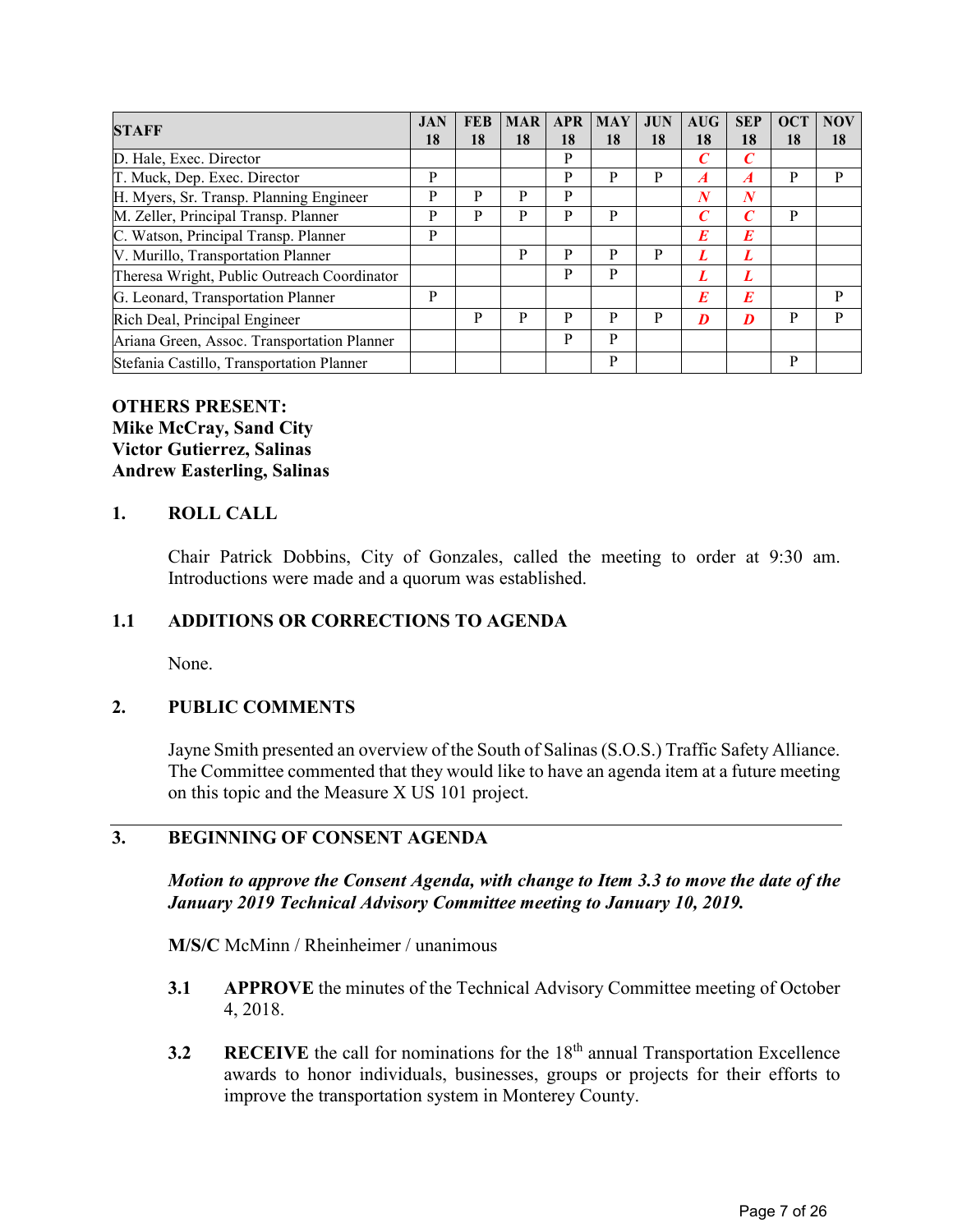| STAFF | JAN 18 | FEB 18 | MAR 18 | APR 18 | MAY 18 | JUN 18 | AUG 18 | SEP 18 | OCT 18 | NOV 18 |
|---|---|---|---|---|---|---|---|---|---|---|
| D. Hale, Exec. Director | | | | P | | | *C* | *C* | | |
| T. Muck, Dep. Exec. Director | P | | | P | P | P | *A* | *A* | P | P |
| H. Myers, Sr. Transp. Planning Engineer | P | P | P | P | | | *N* | *N* | | |
| M. Zeller, Principal Transp. Planner | P | P | P | P | P | | *C* | *C* | P | |
| C. Watson, Principal Transp. Planner | P | | | | | | *E* | *E* | | |
| V. Murillo, Transportation Planner | | | P | P | P | P | *L* | *L* | | |
| Theresa Wright, Public Outreach Coordinator | | | | P | P | | *L* | *L* | | |
| G. Leonard, Transportation Planner | P | | | | | | *E* | *E* | | P |
| Rich Deal, Principal Engineer | | P | P | P | P | P | *D* | *D* | P | P |
| Ariana Green, Assoc. Transportation Planner | | | | P | P | | | | | |
| Stefania Castillo, Transportation Planner | | | | | P | | | | P | |

**OTHERS PRESENT:**
**Mike McCray, Sand City**
**Victor Gutierrez, Salinas**
**Andrew Easterling, Salinas**

## 1. ROLL CALL

Chair Patrick Dobbins, City of Gonzales, called the meeting to order at 9:30 am. Introductions were made and a quorum was established.

## 1.1 ADDITIONS OR CORRECTIONS TO AGENDA

None.

## 2. PUBLIC COMMENTS

Jayne Smith presented an overview of the South of Salinas (S.O.S.) Traffic Safety Alliance. The Committee commented that they would like to have an agenda item at a future meeting on this topic and the Measure X US 101 project.

---

## 3. BEGINNING OF CONSENT AGENDA

***Motion to approve the Consent Agenda, with change to Item 3.3 to move the date of the January 2019 Technical Advisory Committee meeting to January 10, 2019.***

**M/S/C** McMinn / Rheinheimer / unanimous

**3.1** **APPROVE** the minutes of the Technical Advisory Committee meeting of October 4, 2018.

**3.2** **RECEIVE** the call for nominations for the 18th annual Transportation Excellence awards to honor individuals, businesses, groups or projects for their efforts to improve the transportation system in Monterey County.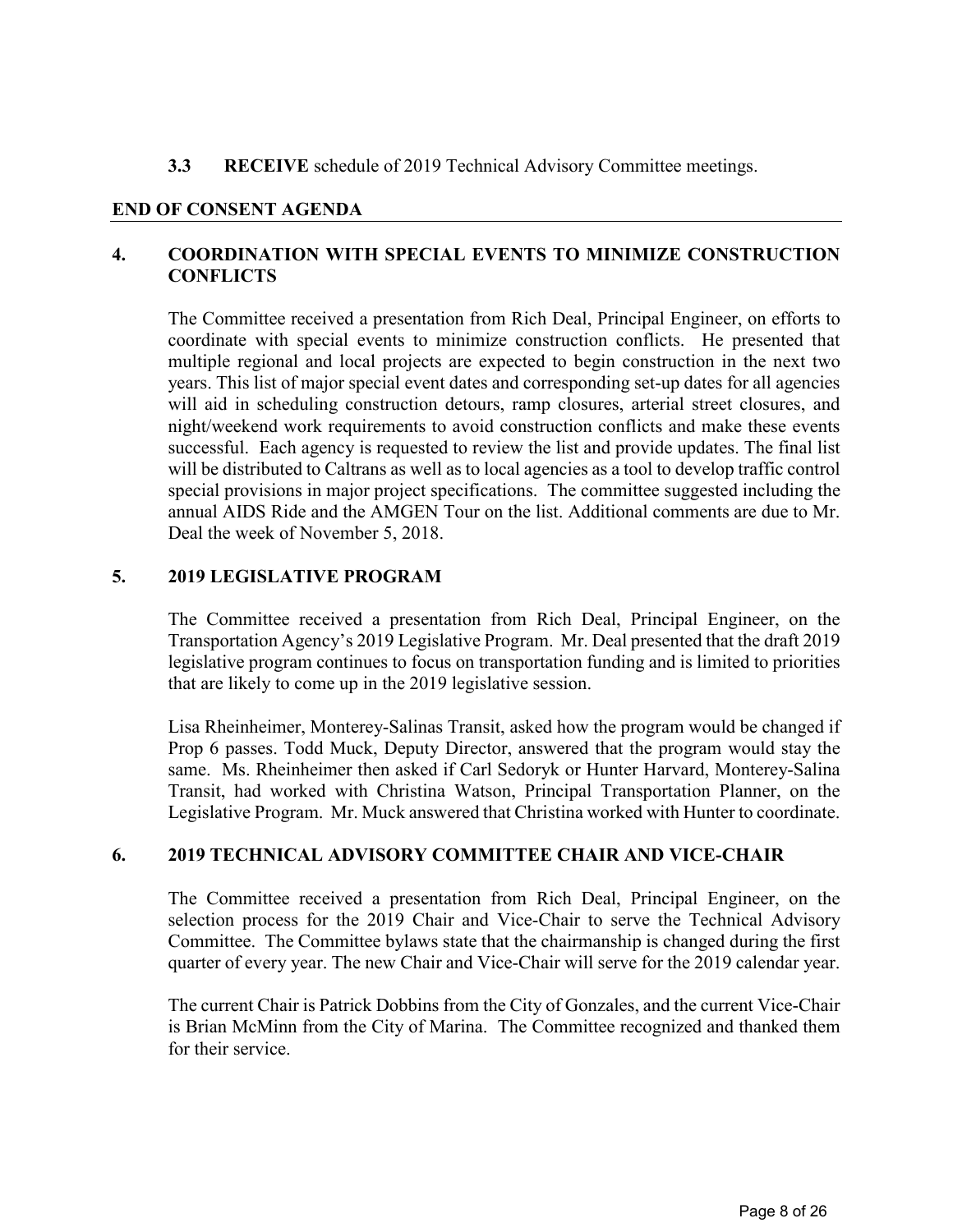**3.3 RECEIVE** schedule of 2019 Technical Advisory Committee meetings.

**END OF CONSENT AGENDA**

## 4. COORDINATION WITH SPECIAL EVENTS TO MINIMIZE CONSTRUCTION CONFLICTS

The Committee received a presentation from Rich Deal, Principal Engineer, on efforts to coordinate with special events to minimize construction conflicts. He presented that multiple regional and local projects are expected to begin construction in the next two years. This list of major special event dates and corresponding set-up dates for all agencies will aid in scheduling construction detours, ramp closures, arterial street closures, and night/weekend work requirements to avoid construction conflicts and make these events successful. Each agency is requested to review the list and provide updates. The final list will be distributed to Caltrans as well as to local agencies as a tool to develop traffic control special provisions in major project specifications. The committee suggested including the annual AIDS Ride and the AMGEN Tour on the list. Additional comments are due to Mr. Deal the week of November 5, 2018.

## 5. 2019 LEGISLATIVE PROGRAM

The Committee received a presentation from Rich Deal, Principal Engineer, on the Transportation Agency's 2019 Legislative Program. Mr. Deal presented that the draft 2019 legislative program continues to focus on transportation funding and is limited to priorities that are likely to come up in the 2019 legislative session.

Lisa Rheinheimer, Monterey-Salinas Transit, asked how the program would be changed if Prop 6 passes. Todd Muck, Deputy Director, answered that the program would stay the same. Ms. Rheinheimer then asked if Carl Sedoryk or Hunter Harvard, Monterey-Salina Transit, had worked with Christina Watson, Principal Transportation Planner, on the Legislative Program. Mr. Muck answered that Christina worked with Hunter to coordinate.

## 6. 2019 TECHNICAL ADVISORY COMMITTEE CHAIR AND VICE-CHAIR

The Committee received a presentation from Rich Deal, Principal Engineer, on the selection process for the 2019 Chair and Vice-Chair to serve the Technical Advisory Committee. The Committee bylaws state that the chairmanship is changed during the first quarter of every year. The new Chair and Vice-Chair will serve for the 2019 calendar year.

The current Chair is Patrick Dobbins from the City of Gonzales, and the current Vice-Chair is Brian McMinn from the City of Marina. The Committee recognized and thanked them for their service.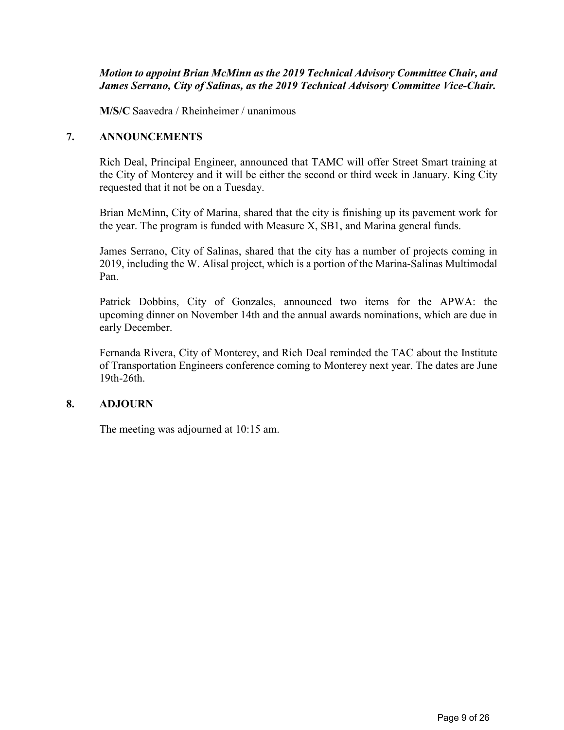***Motion to appoint Brian McMinn as the 2019 Technical Advisory Committee Chair, and James Serrano, City of Salinas, as the 2019 Technical Advisory Committee Vice-Chair.***

**M/S/C** Saavedra / Rheinheimer / unanimous

## 7. ANNOUNCEMENTS

Rich Deal, Principal Engineer, announced that TAMC will offer Street Smart training at the City of Monterey and it will be either the second or third week in January. King City requested that it not be on a Tuesday.

Brian McMinn, City of Marina, shared that the city is finishing up its pavement work for the year. The program is funded with Measure X, SB1, and Marina general funds.

James Serrano, City of Salinas, shared that the city has a number of projects coming in 2019, including the W. Alisal project, which is a portion of the Marina-Salinas Multimodal Pan.

Patrick Dobbins, City of Gonzales, announced two items for the APWA: the upcoming dinner on November 14th and the annual awards nominations, which are due in early December.

Fernanda Rivera, City of Monterey, and Rich Deal reminded the TAC about the Institute of Transportation Engineers conference coming to Monterey next year. The dates are June 19th-26th.

## 8. ADJOURN

The meeting was adjourned at 10:15 am.